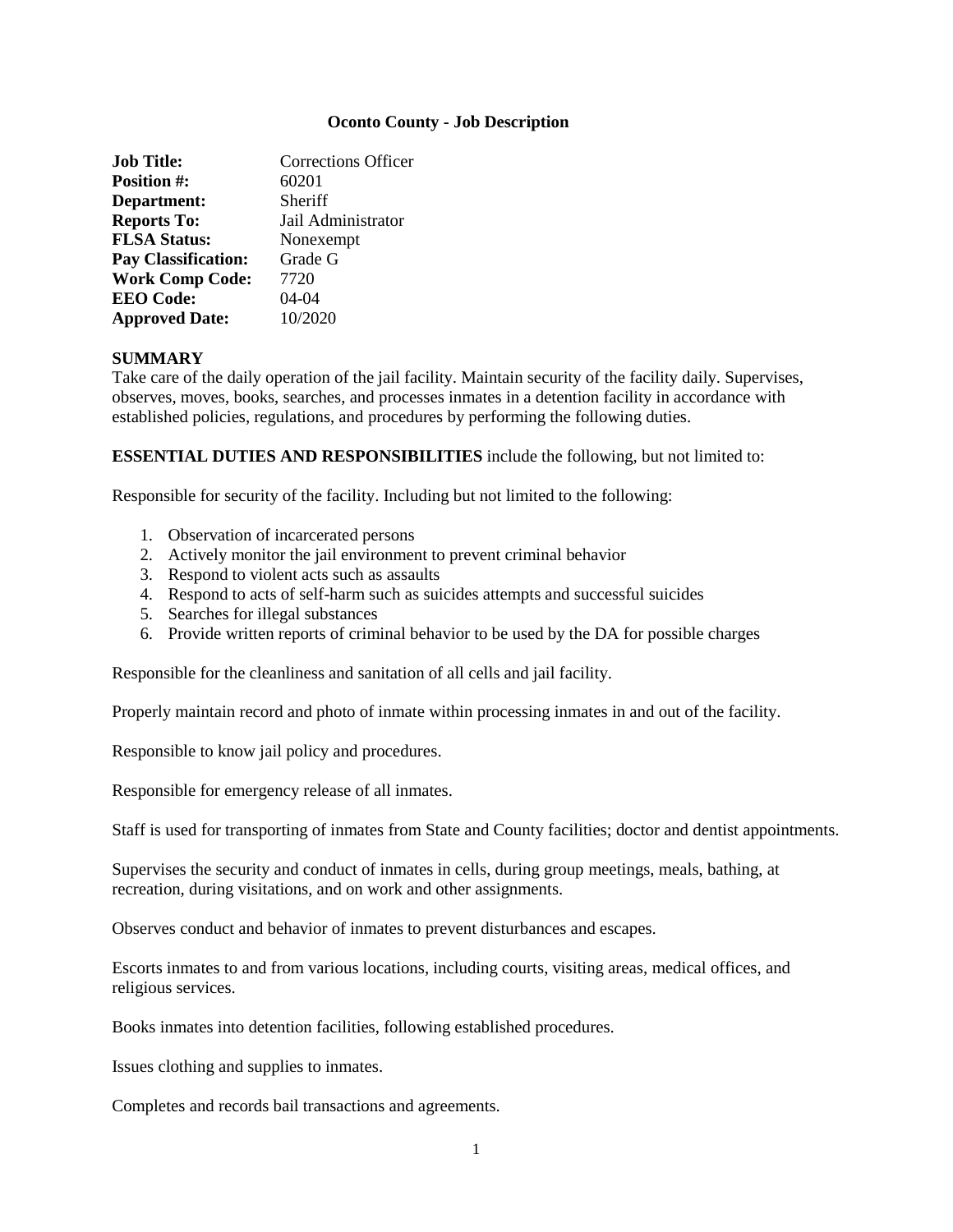# Oconto County - Job Description

| | |
|---|---|
| **Job Title:** | Corrections Officer |
| **Position #:** | 60201 |
| **Department:** | Sheriff |
| **Reports To:** | Jail Administrator |
| **FLSA Status:** | Nonexempt |
| **Pay Classification:** | Grade G |
| **Work Comp Code:** | 7720 |
| **EEO Code:** | 04-04 |
| **Approved Date:** | 10/2020 |

## SUMMARY

Take care of the daily operation of the jail facility. Maintain security of the facility daily. Supervises, observes, moves, books, searches, and processes inmates in a detention facility in accordance with established policies, regulations, and procedures by performing the following duties.

**ESSENTIAL DUTIES AND RESPONSIBILITIES** include the following, but not limited to:

Responsible for security of the facility. Including but not limited to the following:

1. Observation of incarcerated persons
2. Actively monitor the jail environment to prevent criminal behavior
3. Respond to violent acts such as assaults
4. Respond to acts of self-harm such as suicides attempts and successful suicides
5. Searches for illegal substances
6. Provide written reports of criminal behavior to be used by the DA for possible charges

Responsible for the cleanliness and sanitation of all cells and jail facility.

Properly maintain record and photo of inmate within processing inmates in and out of the facility.

Responsible to know jail policy and procedures.

Responsible for emergency release of all inmates.

Staff is used for transporting of inmates from State and County facilities; doctor and dentist appointments.

Supervises the security and conduct of inmates in cells, during group meetings, meals, bathing, at recreation, during visitations, and on work and other assignments.

Observes conduct and behavior of inmates to prevent disturbances and escapes.

Escorts inmates to and from various locations, including courts, visiting areas, medical offices, and religious services.

Books inmates into detention facilities, following established procedures.

Issues clothing and supplies to inmates.

Completes and records bail transactions and agreements.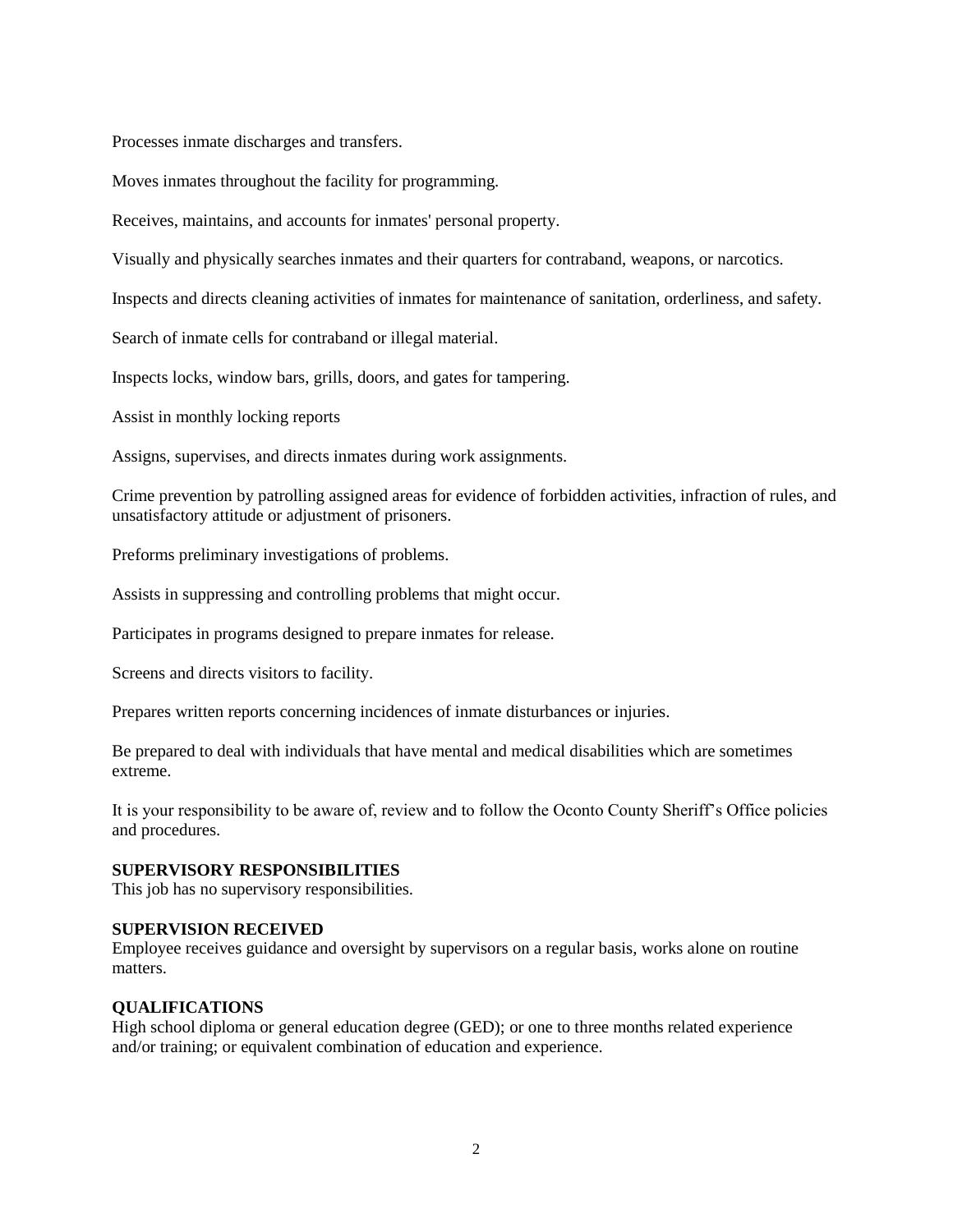Processes inmate discharges and transfers.

Moves inmates throughout the facility for programming.

Receives, maintains, and accounts for inmates' personal property.

Visually and physically searches inmates and their quarters for contraband, weapons, or narcotics.

Inspects and directs cleaning activities of inmates for maintenance of sanitation, orderliness, and safety.

Search of inmate cells for contraband or illegal material.

Inspects locks, window bars, grills, doors, and gates for tampering.

Assist in monthly locking reports

Assigns, supervises, and directs inmates during work assignments.

Crime prevention by patrolling assigned areas for evidence of forbidden activities, infraction of rules, and unsatisfactory attitude or adjustment of prisoners.

Preforms preliminary investigations of problems.

Assists in suppressing and controlling problems that might occur.

Participates in programs designed to prepare inmates for release.

Screens and directs visitors to facility.

Prepares written reports concerning incidences of inmate disturbances or injuries.

Be prepared to deal with individuals that have mental and medical disabilities which are sometimes extreme.

It is your responsibility to be aware of, review and to follow the Oconto County Sheriff's Office policies and procedures.

**SUPERVISORY RESPONSIBILITIES**
This job has no supervisory responsibilities.

**SUPERVISION RECEIVED**
Employee receives guidance and oversight by supervisors on a regular basis, works alone on routine matters.

**QUALIFICATIONS**
High school diploma or general education degree (GED); or one to three months related experience and/or training; or equivalent combination of education and experience.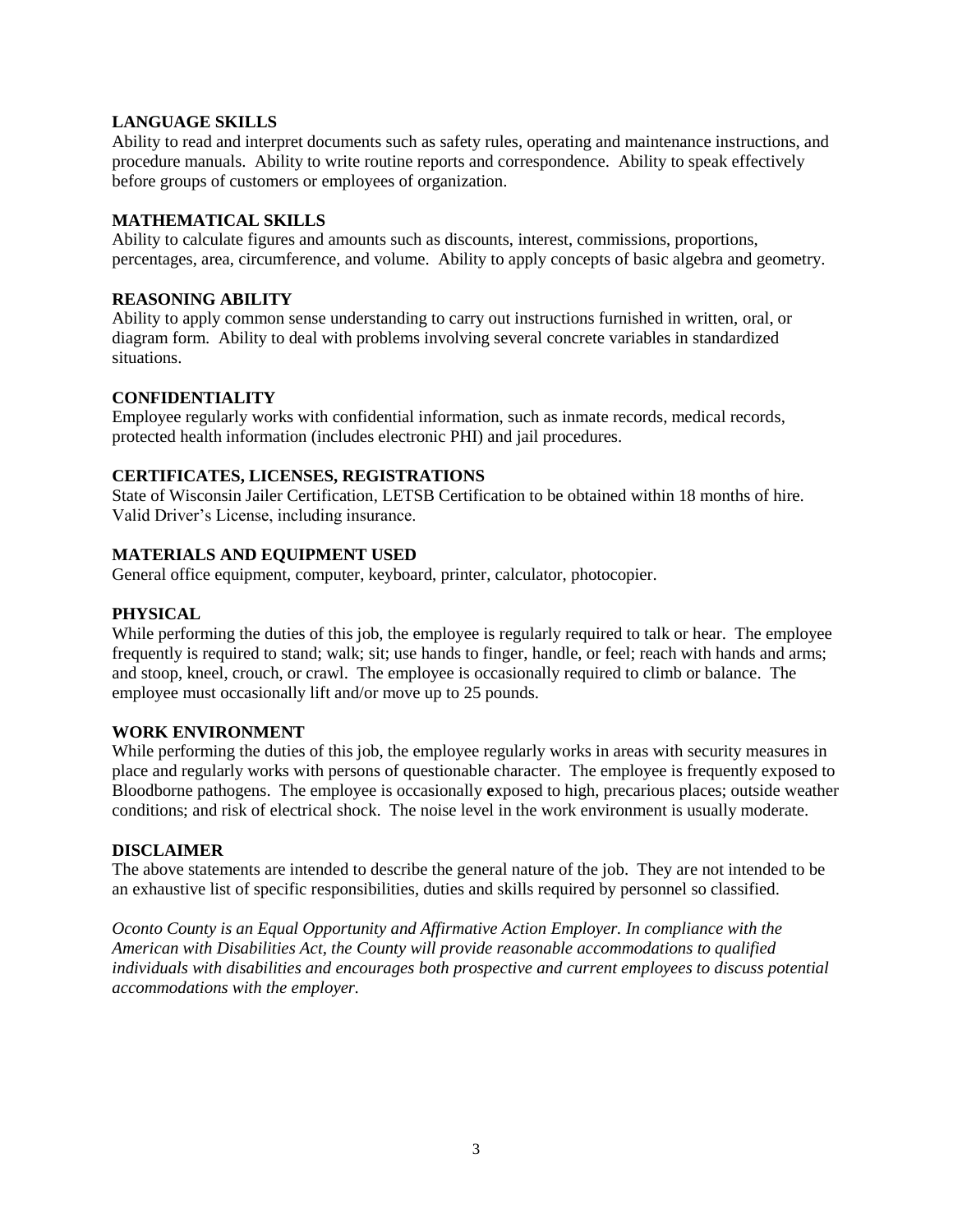### LANGUAGE SKILLS

Ability to read and interpret documents such as safety rules, operating and maintenance instructions, and procedure manuals. Ability to write routine reports and correspondence. Ability to speak effectively before groups of customers or employees of organization.

### MATHEMATICAL SKILLS

Ability to calculate figures and amounts such as discounts, interest, commissions, proportions, percentages, area, circumference, and volume. Ability to apply concepts of basic algebra and geometry.

### REASONING ABILITY

Ability to apply common sense understanding to carry out instructions furnished in written, oral, or diagram form. Ability to deal with problems involving several concrete variables in standardized situations.

### CONFIDENTIALITY

Employee regularly works with confidential information, such as inmate records, medical records, protected health information (includes electronic PHI) and jail procedures.

### CERTIFICATES, LICENSES, REGISTRATIONS

State of Wisconsin Jailer Certification, LETSB Certification to be obtained within 18 months of hire. Valid Driver's License, including insurance.

### MATERIALS AND EQUIPMENT USED

General office equipment, computer, keyboard, printer, calculator, photocopier.

### PHYSICAL

While performing the duties of this job, the employee is regularly required to talk or hear. The employee frequently is required to stand; walk; sit; use hands to finger, handle, or feel; reach with hands and arms; and stoop, kneel, crouch, or crawl. The employee is occasionally required to climb or balance. The employee must occasionally lift and/or move up to 25 pounds.

### WORK ENVIRONMENT

While performing the duties of this job, the employee regularly works in areas with security measures in place and regularly works with persons of questionable character. The employee is frequently exposed to Bloodborne pathogens. The employee is occasionally **e**xposed to high, precarious places; outside weather conditions; and risk of electrical shock. The noise level in the work environment is usually moderate.

### DISCLAIMER

The above statements are intended to describe the general nature of the job. They are not intended to be an exhaustive list of specific responsibilities, duties and skills required by personnel so classified.

*Oconto County is an Equal Opportunity and Affirmative Action Employer. In compliance with the American with Disabilities Act, the County will provide reasonable accommodations to qualified individuals with disabilities and encourages both prospective and current employees to discuss potential accommodations with the employer.*